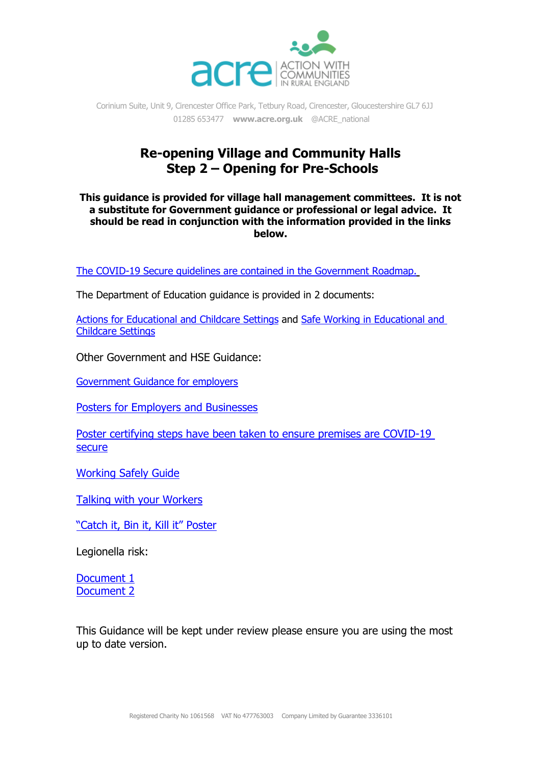ACRE – Action with Communities in Rural England

Corinium Suite, Unit 9, Cirencester Office Park, Tetbury Road, Cirencester, Gloucestershire GL7 6JJ
01285 653477 **www.acre.org.uk** @ACRE_national

# Re-opening Village and Community Halls
# Step 2 – Opening for Pre-Schools

**This guidance is provided for village hall management committees. It is not a substitute for Government guidance or professional or legal advice. It should be read in conjunction with the information provided in the links below.**

The COVID-19 Secure guidelines are contained in the Government Roadmap.

The Department of Education guidance is provided in 2 documents:

Actions for Educational and Childcare Settings and Safe Working in Educational and Childcare Settings

Other Government and HSE Guidance:

Government Guidance for employers

Posters for Employers and Businesses

Poster certifying steps have been taken to ensure premises are COVID-19 secure

Working Safely Guide

Talking with your Workers

"Catch it, Bin it, Kill it" Poster

Legionella risk:

Document 1
Document 2

This Guidance will be kept under review please ensure you are using the most up to date version.

Registered Charity No 1061568 VAT No 477763003 Company Limited by Guarantee 3336101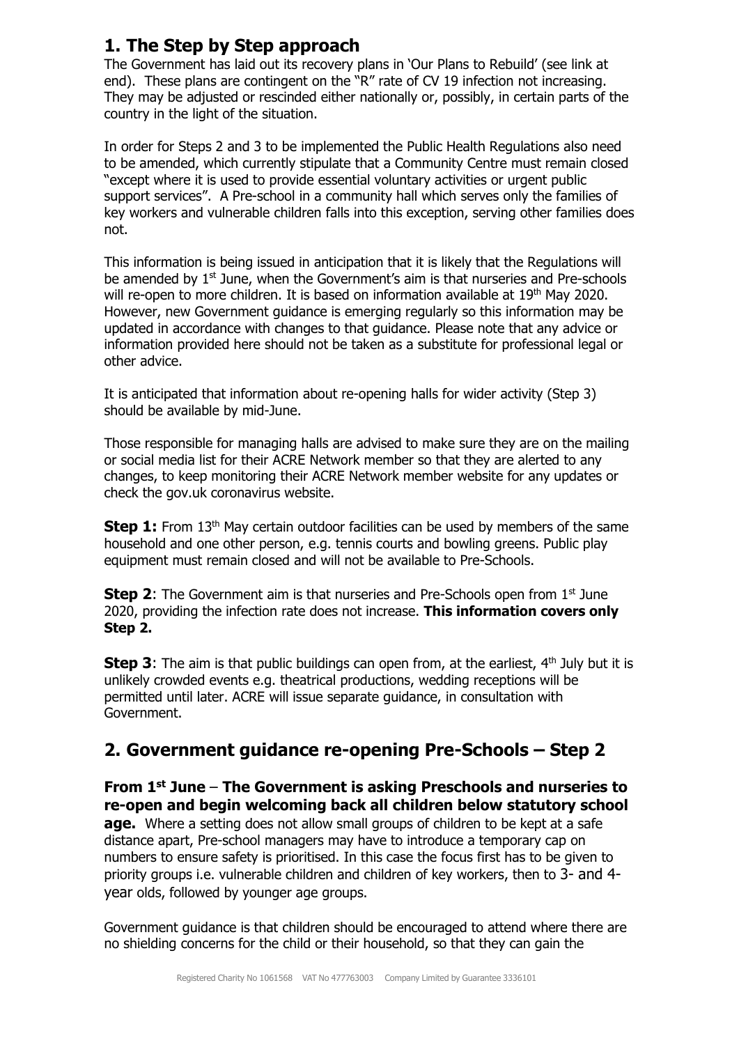## 1. The Step by Step approach

The Government has laid out its recovery plans in 'Our Plans to Rebuild' (see link at end). These plans are contingent on the "R" rate of CV 19 infection not increasing. They may be adjusted or rescinded either nationally or, possibly, in certain parts of the country in the light of the situation.

In order for Steps 2 and 3 to be implemented the Public Health Regulations also need to be amended, which currently stipulate that a Community Centre must remain closed "except where it is used to provide essential voluntary activities or urgent public support services". A Pre-school in a community hall which serves only the families of key workers and vulnerable children falls into this exception, serving other families does not.

This information is being issued in anticipation that it is likely that the Regulations will be amended by 1st June, when the Government's aim is that nurseries and Pre-schools will re-open to more children. It is based on information available at 19th May 2020. However, new Government guidance is emerging regularly so this information may be updated in accordance with changes to that guidance. Please note that any advice or information provided here should not be taken as a substitute for professional legal or other advice.

It is anticipated that information about re-opening halls for wider activity (Step 3) should be available by mid-June.

Those responsible for managing halls are advised to make sure they are on the mailing or social media list for their ACRE Network member so that they are alerted to any changes, to keep monitoring their ACRE Network member website for any updates or check the gov.uk coronavirus website.

**Step 1:** From 13th May certain outdoor facilities can be used by members of the same household and one other person, e.g. tennis courts and bowling greens. Public play equipment must remain closed and will not be available to Pre-Schools.

**Step 2**: The Government aim is that nurseries and Pre-Schools open from 1st June 2020, providing the infection rate does not increase. **This information covers only Step 2.**

**Step 3**: The aim is that public buildings can open from, at the earliest, 4th July but it is unlikely crowded events e.g. theatrical productions, wedding receptions will be permitted until later. ACRE will issue separate guidance, in consultation with Government.

## 2. Government guidance re-opening Pre-Schools – Step 2

**From 1st June – The Government is asking Preschools and nurseries to re-open and begin welcoming back all children below statutory school age.** Where a setting does not allow small groups of children to be kept at a safe distance apart, Pre-school managers may have to introduce a temporary cap on numbers to ensure safety is prioritised. In this case the focus first has to be given to priority groups i.e. vulnerable children and children of key workers, then to 3- and 4-year olds, followed by younger age groups.

Government guidance is that children should be encouraged to attend where there are no shielding concerns for the child or their household, so that they can gain the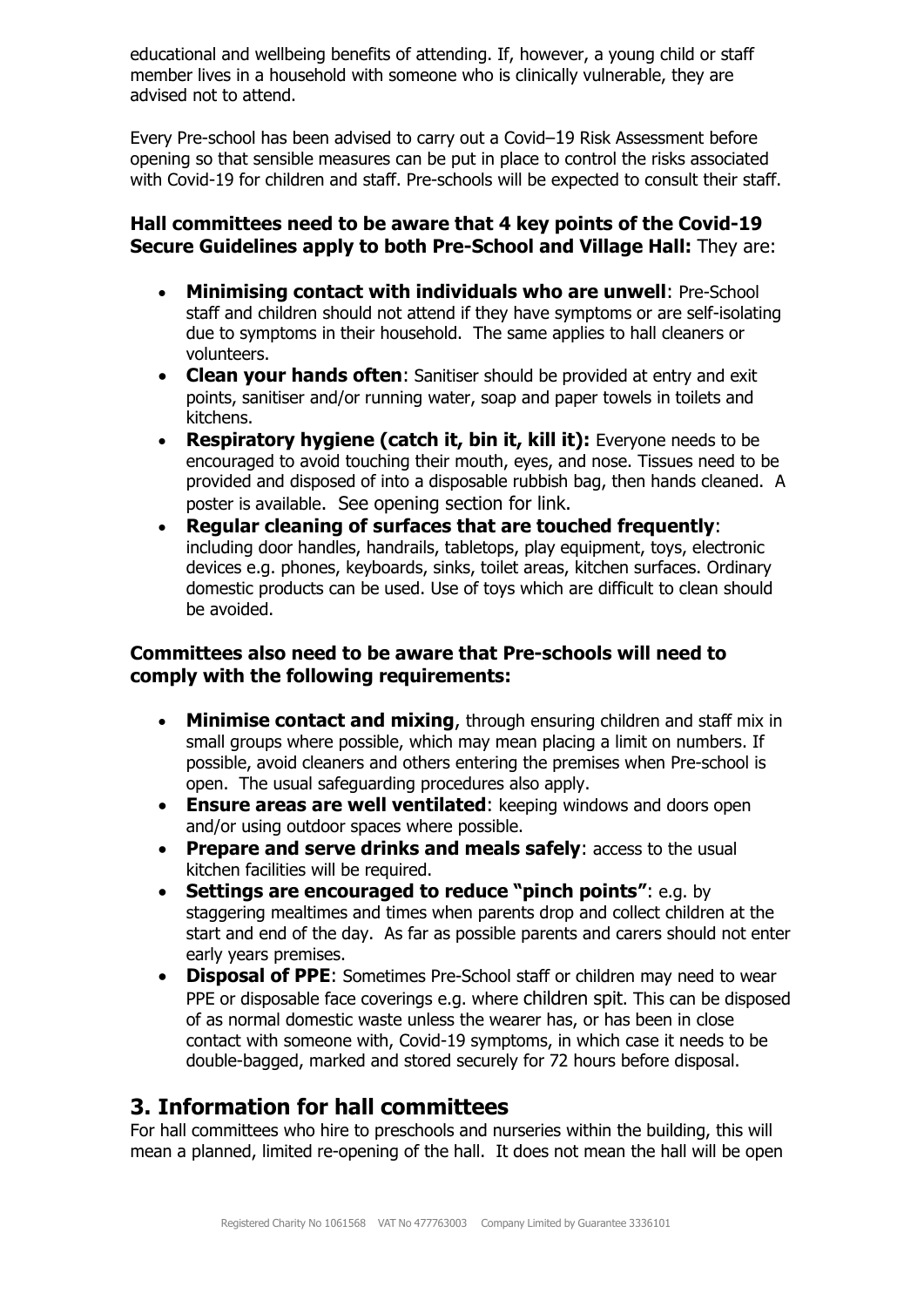educational and wellbeing benefits of attending. If, however, a young child or staff member lives in a household with someone who is clinically vulnerable, they are advised not to attend.

Every Pre-school has been advised to carry out a Covid–19 Risk Assessment before opening so that sensible measures can be put in place to control the risks associated with Covid-19 for children and staff. Pre-schools will be expected to consult their staff.

**Hall committees need to be aware that 4 key points of the Covid-19 Secure Guidelines apply to both Pre-School and Village Hall:** They are:

- **Minimising contact with individuals who are unwell**: Pre-School staff and children should not attend if they have symptoms or are self-isolating due to symptoms in their household. The same applies to hall cleaners or volunteers.
- **Clean your hands often**: Sanitiser should be provided at entry and exit points, sanitiser and/or running water, soap and paper towels in toilets and kitchens.
- **Respiratory hygiene (catch it, bin it, kill it):** Everyone needs to be encouraged to avoid touching their mouth, eyes, and nose. Tissues need to be provided and disposed of into a disposable rubbish bag, then hands cleaned. A poster is available. See opening section for link.
- **Regular cleaning of surfaces that are touched frequently**: including door handles, handrails, tabletops, play equipment, toys, electronic devices e.g. phones, keyboards, sinks, toilet areas, kitchen surfaces. Ordinary domestic products can be used. Use of toys which are difficult to clean should be avoided.

**Committees also need to be aware that Pre-schools will need to comply with the following requirements:**

- **Minimise contact and mixing**, through ensuring children and staff mix in small groups where possible, which may mean placing a limit on numbers. If possible, avoid cleaners and others entering the premises when Pre-school is open. The usual safeguarding procedures also apply.
- **Ensure areas are well ventilated**: keeping windows and doors open and/or using outdoor spaces where possible.
- **Prepare and serve drinks and meals safely**: access to the usual kitchen facilities will be required.
- **Settings are encouraged to reduce "pinch points"**: e.g. by staggering mealtimes and times when parents drop and collect children at the start and end of the day. As far as possible parents and carers should not enter early years premises.
- **Disposal of PPE**: Sometimes Pre-School staff or children may need to wear PPE or disposable face coverings e.g. where children spit. This can be disposed of as normal domestic waste unless the wearer has, or has been in close contact with someone with, Covid-19 symptoms, in which case it needs to be double-bagged, marked and stored securely for 72 hours before disposal.

## 3. Information for hall committees

For hall committees who hire to preschools and nurseries within the building, this will mean a planned, limited re-opening of the hall. It does not mean the hall will be open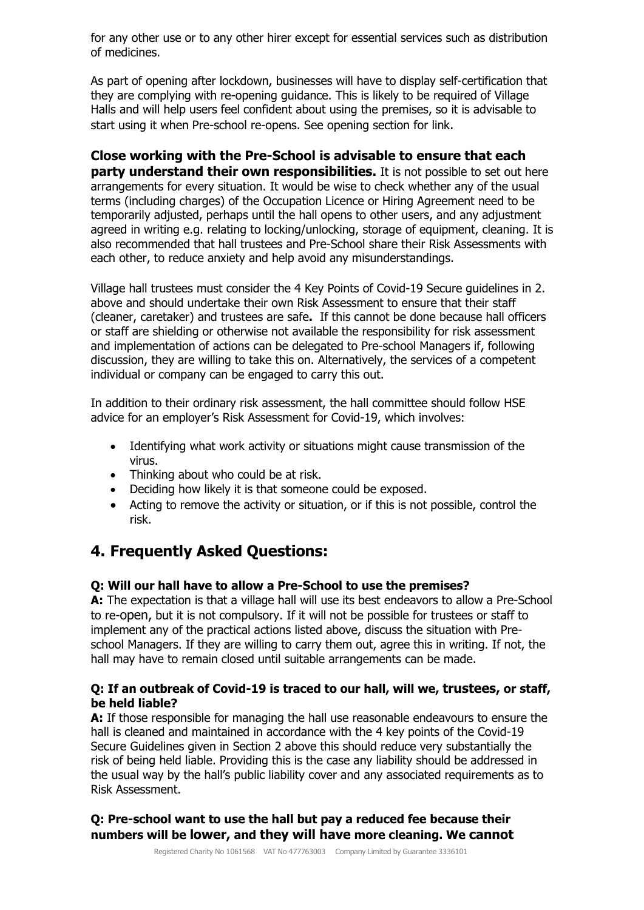for any other use or to any other hirer except for essential services such as distribution of medicines.

As part of opening after lockdown, businesses will have to display self-certification that they are complying with re-opening guidance. This is likely to be required of Village Halls and will help users feel confident about using the premises, so it is advisable to start using it when Pre-school re-opens. See opening section for link.

**Close working with the Pre-School is advisable to ensure that each party understand their own responsibilities.** It is not possible to set out here arrangements for every situation. It would be wise to check whether any of the usual terms (including charges) of the Occupation Licence or Hiring Agreement need to be temporarily adjusted, perhaps until the hall opens to other users, and any adjustment agreed in writing e.g. relating to locking/unlocking, storage of equipment, cleaning. It is also recommended that hall trustees and Pre-School share their Risk Assessments with each other, to reduce anxiety and help avoid any misunderstandings.

Village hall trustees must consider the 4 Key Points of Covid-19 Secure guidelines in 2. above and should undertake their own Risk Assessment to ensure that their staff (cleaner, caretaker) and trustees are safe**.** If this cannot be done because hall officers or staff are shielding or otherwise not available the responsibility for risk assessment and implementation of actions can be delegated to Pre-school Managers if, following discussion, they are willing to take this on. Alternatively, the services of a competent individual or company can be engaged to carry this out.

In addition to their ordinary risk assessment, the hall committee should follow HSE advice for an employer's Risk Assessment for Covid-19, which involves:

- Identifying what work activity or situations might cause transmission of the virus.
- Thinking about who could be at risk.
- Deciding how likely it is that someone could be exposed.
- Acting to remove the activity or situation, or if this is not possible, control the risk.

## 4. Frequently Asked Questions:

**Q: Will our hall have to allow a Pre-School to use the premises?**

**A:** The expectation is that a village hall will use its best endeavors to allow a Pre-School to re-open, but it is not compulsory. If it will not be possible for trustees or staff to implement any of the practical actions listed above, discuss the situation with Pre-school Managers. If they are willing to carry them out, agree this in writing. If not, the hall may have to remain closed until suitable arrangements can be made.

**Q: If an outbreak of Covid-19 is traced to our hall, will we, trustees, or staff, be held liable?**

**A:** If those responsible for managing the hall use reasonable endeavours to ensure the hall is cleaned and maintained in accordance with the 4 key points of the Covid-19 Secure Guidelines given in Section 2 above this should reduce very substantially the risk of being held liable. Providing this is the case any liability should be addressed in the usual way by the hall's public liability cover and any associated requirements as to Risk Assessment.

**Q: Pre-school want to use the hall but pay a reduced fee because their numbers will be lower, and they will have more cleaning. We cannot**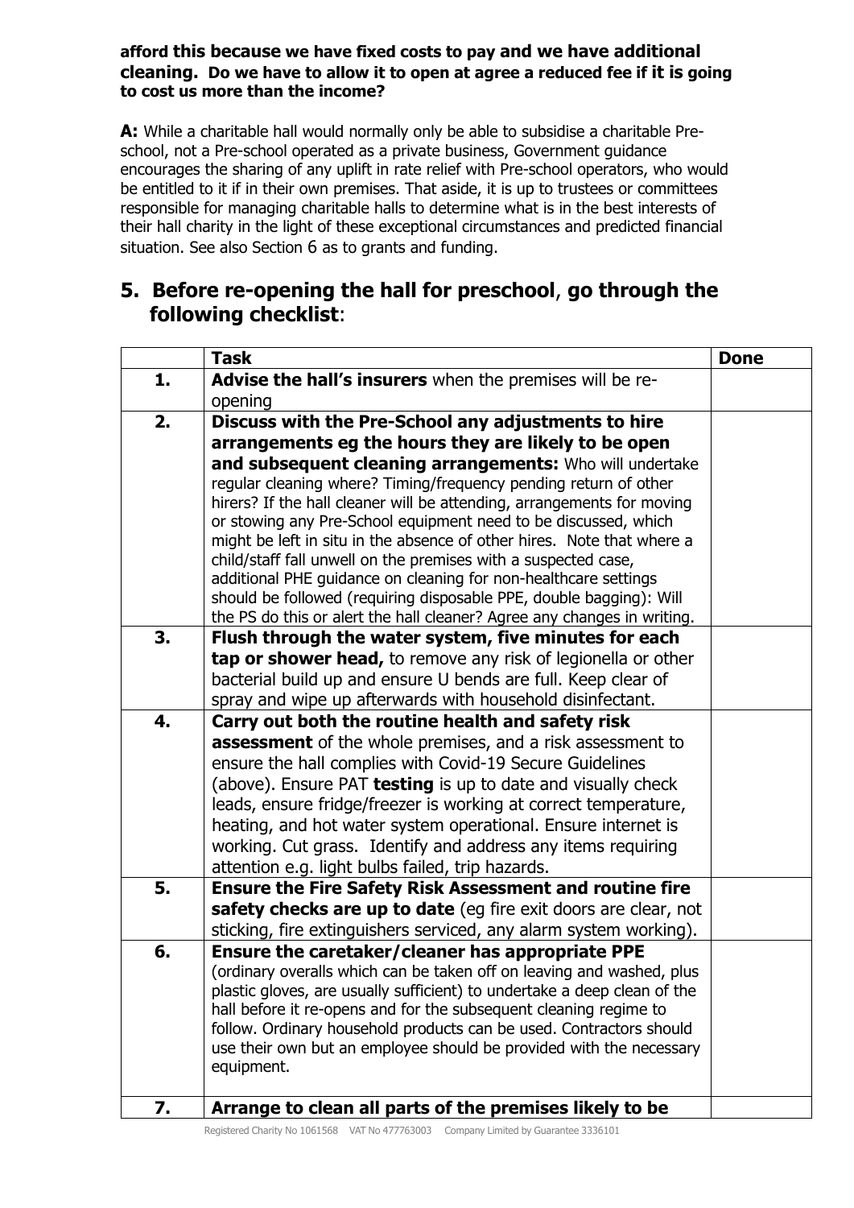**afford this because we have fixed costs to pay and we have additional cleaning. Do we have to allow it to open at agree a reduced fee if it is going to cost us more than the income?**

**A:** While a charitable hall would normally only be able to subsidise a charitable Pre-school, not a Pre-school operated as a private business, Government guidance encourages the sharing of any uplift in rate relief with Pre-school operators, who would be entitled to it if in their own premises. That aside, it is up to trustees or committees responsible for managing charitable halls to determine what is in the best interests of their hall charity in the light of these exceptional circumstances and predicted financial situation. See also Section 6 as to grants and funding.

## 5. Before re-opening the hall for preschool, go through the following checklist:

| | Task | Done |
|---|---|---|
| **1.** | **Advise the hall's insurers** when the premises will be re-opening | |
| **2.** | **Discuss with the Pre-School any adjustments to hire arrangements eg the hours they are likely to be open and subsequent cleaning arrangements:** Who will undertake regular cleaning where? Timing/frequency pending return of other hirers? If the hall cleaner will be attending, arrangements for moving or stowing any Pre-School equipment need to be discussed, which might be left in situ in the absence of other hires. Note that where a child/staff fall unwell on the premises with a suspected case, additional PHE guidance on cleaning for non-healthcare settings should be followed (requiring disposable PPE, double bagging): Will the PS do this or alert the hall cleaner? Agree any changes in writing. | |
| **3.** | **Flush through the water system, five minutes for each tap or shower head,** to remove any risk of legionella or other bacterial build up and ensure U bends are full. Keep clear of spray and wipe up afterwards with household disinfectant. | |
| **4.** | **Carry out both the routine health and safety risk assessment** of the whole premises, and a risk assessment to ensure the hall complies with Covid-19 Secure Guidelines (above). Ensure PAT **testing** is up to date and visually check leads, ensure fridge/freezer is working at correct temperature, heating, and hot water system operational. Ensure internet is working. Cut grass. Identify and address any items requiring attention e.g. light bulbs failed, trip hazards. | |
| **5.** | **Ensure the Fire Safety Risk Assessment and routine fire safety checks are up to date** (eg fire exit doors are clear, not sticking, fire extinguishers serviced, any alarm system working). | |
| **6.** | **Ensure the caretaker/cleaner has appropriate PPE** (ordinary overalls which can be taken off on leaving and washed, plus plastic gloves, are usually sufficient) to undertake a deep clean of the hall before it re-opens and for the subsequent cleaning regime to follow. Ordinary household products can be used. Contractors should use their own but an employee should be provided with the necessary equipment. | |
| **7.** | **Arrange to clean all parts of the premises likely to be** | |

Registered Charity No 1061568 VAT No 477763003 Company Limited by Guarantee 3336101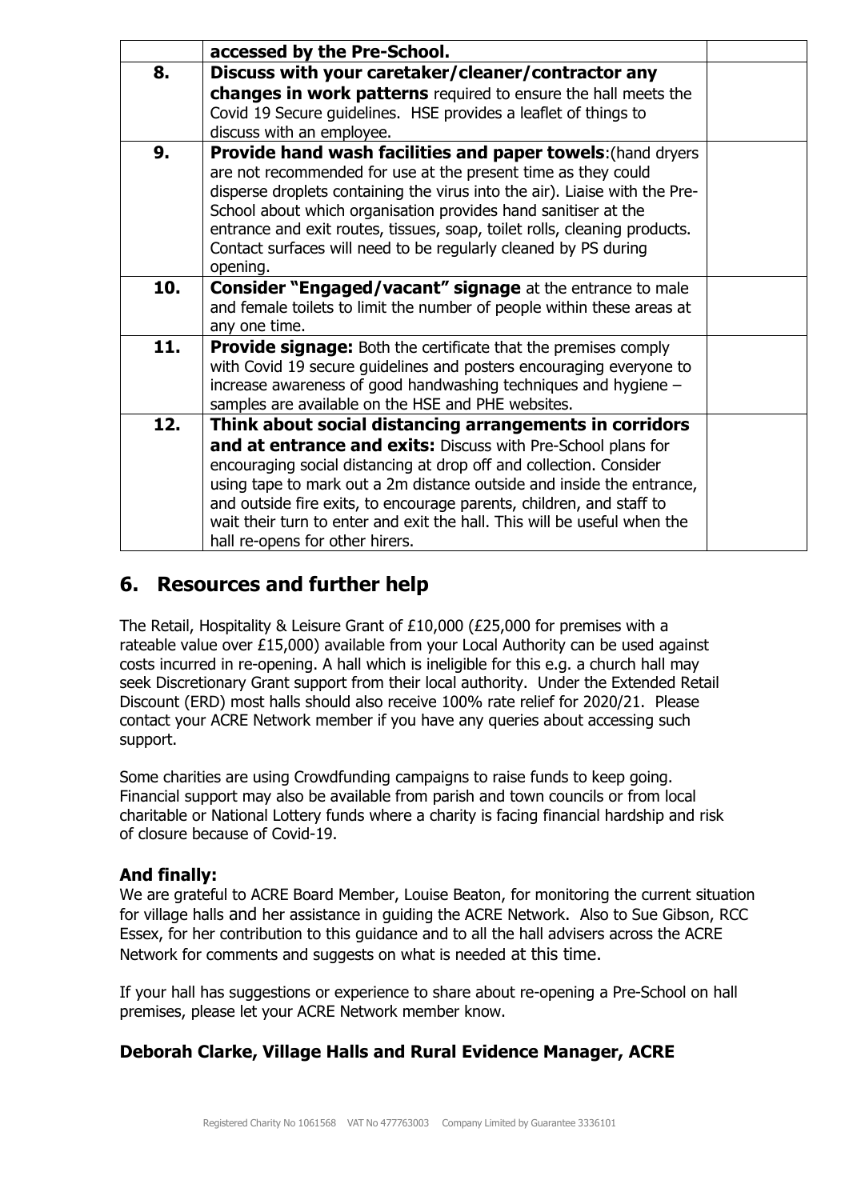| | | |
|---|---|---|
| | **accessed by the Pre-School.** | |
| **8.** | **Discuss with your caretaker/cleaner/contractor any changes in work patterns** required to ensure the hall meets the Covid 19 Secure guidelines. HSE provides a leaflet of things to discuss with an employee. | |
| **9.** | **Provide hand wash facilities and paper towels**:(hand dryers are not recommended for use at the present time as they could disperse droplets containing the virus into the air). Liaise with the Pre-School about which organisation provides hand sanitiser at the entrance and exit routes, tissues, soap, toilet rolls, cleaning products. Contact surfaces will need to be regularly cleaned by PS during opening. | |
| **10.** | **Consider "Engaged/vacant" signage** at the entrance to male and female toilets to limit the number of people within these areas at any one time. | |
| **11.** | **Provide signage:** Both the certificate that the premises comply with Covid 19 secure guidelines and posters encouraging everyone to increase awareness of good handwashing techniques and hygiene – samples are available on the HSE and PHE websites. | |
| **12.** | **Think about social distancing arrangements in corridors and at entrance and exits:** Discuss with Pre-School plans for encouraging social distancing at drop off and collection. Consider using tape to mark out a 2m distance outside and inside the entrance, and outside fire exits, to encourage parents, children, and staff to wait their turn to enter and exit the hall. This will be useful when the hall re-opens for other hirers. | |

## 6. Resources and further help

The Retail, Hospitality & Leisure Grant of £10,000 (£25,000 for premises with a rateable value over £15,000) available from your Local Authority can be used against costs incurred in re-opening. A hall which is ineligible for this e.g. a church hall may seek Discretionary Grant support from their local authority. Under the Extended Retail Discount (ERD) most halls should also receive 100% rate relief for 2020/21. Please contact your ACRE Network member if you have any queries about accessing such support.

Some charities are using Crowdfunding campaigns to raise funds to keep going. Financial support may also be available from parish and town councils or from local charitable or National Lottery funds where a charity is facing financial hardship and risk of closure because of Covid-19.

### And finally:

We are grateful to ACRE Board Member, Louise Beaton, for monitoring the current situation for village halls and her assistance in guiding the ACRE Network. Also to Sue Gibson, RCC Essex, for her contribution to this guidance and to all the hall advisers across the ACRE Network for comments and suggests on what is needed at this time.

If your hall has suggestions or experience to share about re-opening a Pre-School on hall premises, please let your ACRE Network member know.

**Deborah Clarke, Village Halls and Rural Evidence Manager, ACRE**

Registered Charity No 1061568 VAT No 477763003 Company Limited by Guarantee 3336101